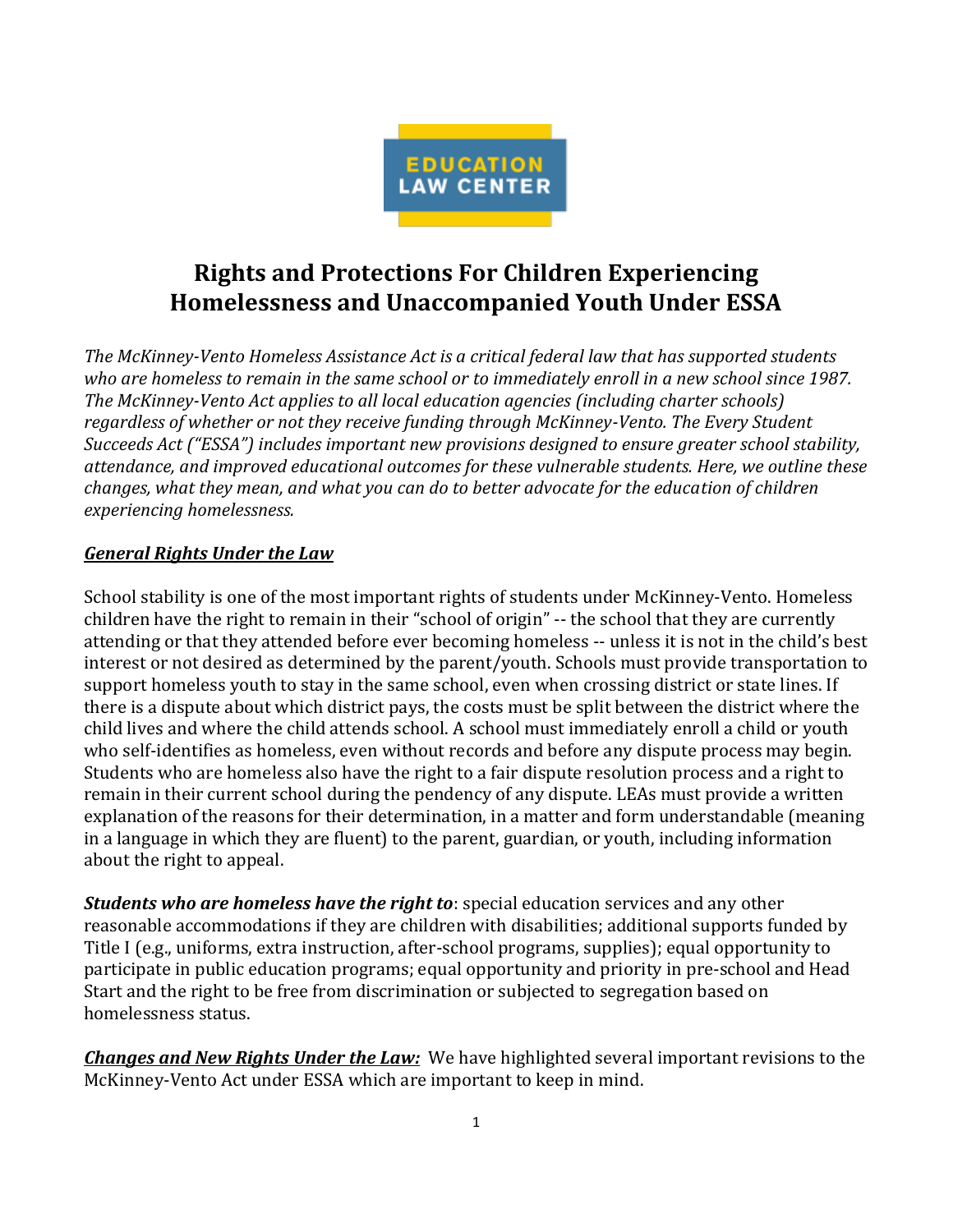EDUCATION LAW CENTER

# Rights and Protections For Children Experiencing Homelessness and Unaccompanied Youth Under ESSA

*The McKinney-Vento Homeless Assistance Act is a critical federal law that has supported students who are homeless to remain in the same school or to immediately enroll in a new school since 1987. The McKinney-Vento Act applies to all local education agencies (including charter schools) regardless of whether or not they receive funding through McKinney-Vento. The Every Student Succeeds Act ("ESSA") includes important new provisions designed to ensure greater school stability, attendance, and improved educational outcomes for these vulnerable students. Here, we outline these changes, what they mean, and what you can do to better advocate for the education of children experiencing homelessness.*

## ***General Rights Under the Law***

School stability is one of the most important rights of students under McKinney-Vento. Homeless children have the right to remain in their "school of origin" -- the school that they are currently attending or that they attended before ever becoming homeless -- unless it is not in the child's best interest or not desired as determined by the parent/youth. Schools must provide transportation to support homeless youth to stay in the same school, even when crossing district or state lines. If there is a dispute about which district pays, the costs must be split between the district where the child lives and where the child attends school. A school must immediately enroll a child or youth who self-identifies as homeless, even without records and before any dispute process may begin. Students who are homeless also have the right to a fair dispute resolution process and a right to remain in their current school during the pendency of any dispute. LEAs must provide a written explanation of the reasons for their determination, in a matter and form understandable (meaning in a language in which they are fluent) to the parent, guardian, or youth, including information about the right to appeal.

***Students who are homeless have the right to***: special education services and any other reasonable accommodations if they are children with disabilities; additional supports funded by Title I (e.g., uniforms, extra instruction, after-school programs, supplies); equal opportunity to participate in public education programs; equal opportunity and priority in pre-school and Head Start and the right to be free from discrimination or subjected to segregation based on homelessness status.

***Changes and New Rights Under the Law:*** We have highlighted several important revisions to the McKinney-Vento Act under ESSA which are important to keep in mind.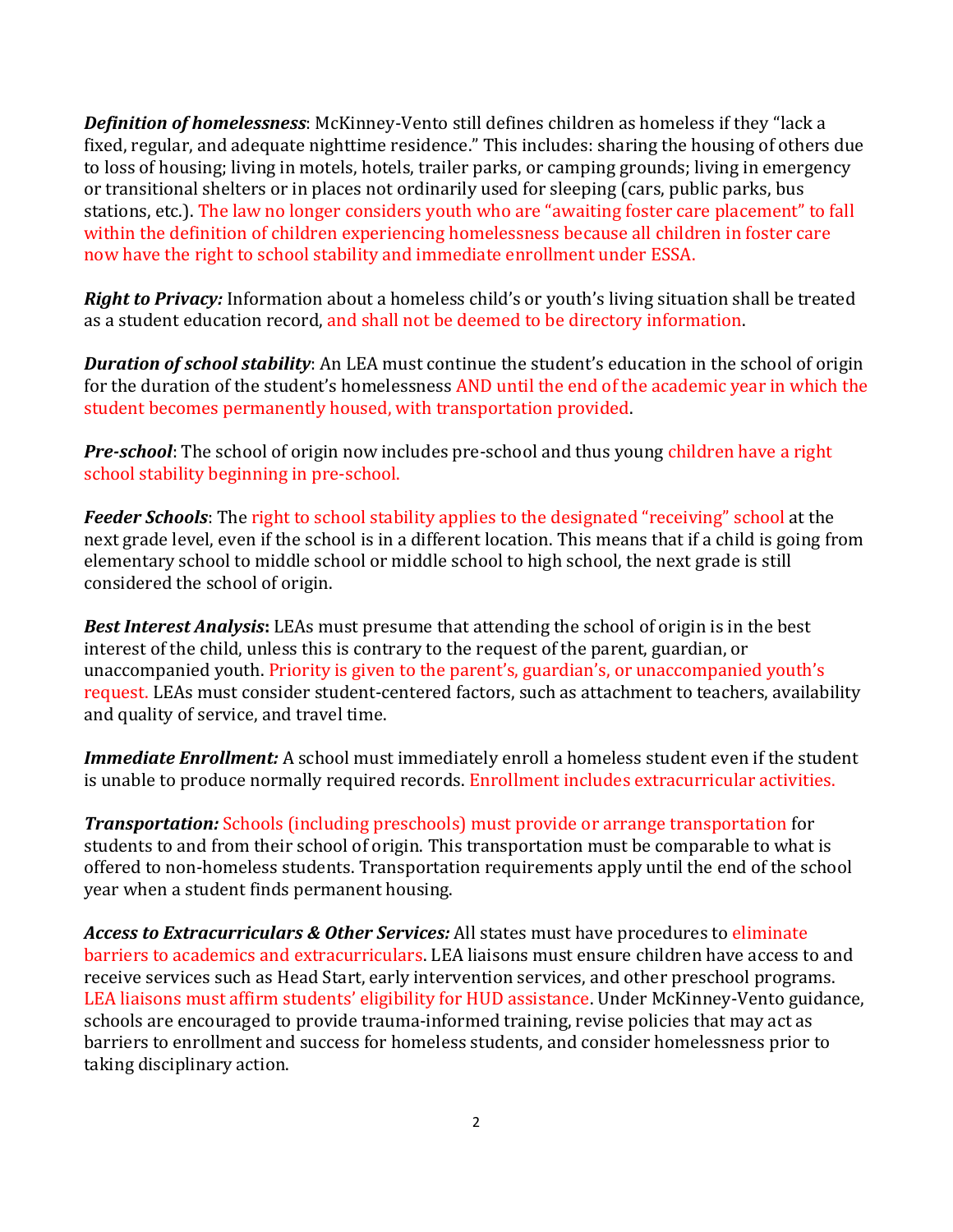***Definition of homelessness***: McKinney-Vento still defines children as homeless if they "lack a fixed, regular, and adequate nighttime residence." This includes: sharing the housing of others due to loss of housing; living in motels, hotels, trailer parks, or camping grounds; living in emergency or transitional shelters or in places not ordinarily used for sleeping (cars, public parks, bus stations, etc.). The law no longer considers youth who are "awaiting foster care placement" to fall within the definition of children experiencing homelessness because all children in foster care now have the right to school stability and immediate enrollment under ESSA.

***Right to Privacy:*** Information about a homeless child's or youth's living situation shall be treated as a student education record, and shall not be deemed to be directory information.

***Duration of school stability***: An LEA must continue the student's education in the school of origin for the duration of the student's homelessness AND until the end of the academic year in which the student becomes permanently housed, with transportation provided.

***Pre-school***: The school of origin now includes pre-school and thus young children have a right school stability beginning in pre-school.

***Feeder Schools***: The right to school stability applies to the designated "receiving" school at the next grade level, even if the school is in a different location. This means that if a child is going from elementary school to middle school or middle school to high school, the next grade is still considered the school of origin.

***Best Interest Analysis*:** LEAs must presume that attending the school of origin is in the best interest of the child, unless this is contrary to the request of the parent, guardian, or unaccompanied youth. Priority is given to the parent's, guardian's, or unaccompanied youth's request. LEAs must consider student-centered factors, such as attachment to teachers, availability and quality of service, and travel time.

***Immediate Enrollment:*** A school must immediately enroll a homeless student even if the student is unable to produce normally required records. Enrollment includes extracurricular activities.

***Transportation:*** Schools (including preschools) must provide or arrange transportation for students to and from their school of origin. This transportation must be comparable to what is offered to non-homeless students. Transportation requirements apply until the end of the school year when a student finds permanent housing.

***Access to Extracurriculars & Other Services:*** All states must have procedures to eliminate barriers to academics and extracurriculars. LEA liaisons must ensure children have access to and receive services such as Head Start, early intervention services, and other preschool programs. LEA liaisons must affirm students' eligibility for HUD assistance. Under McKinney-Vento guidance, schools are encouraged to provide trauma-informed training, revise policies that may act as barriers to enrollment and success for homeless students, and consider homelessness prior to taking disciplinary action.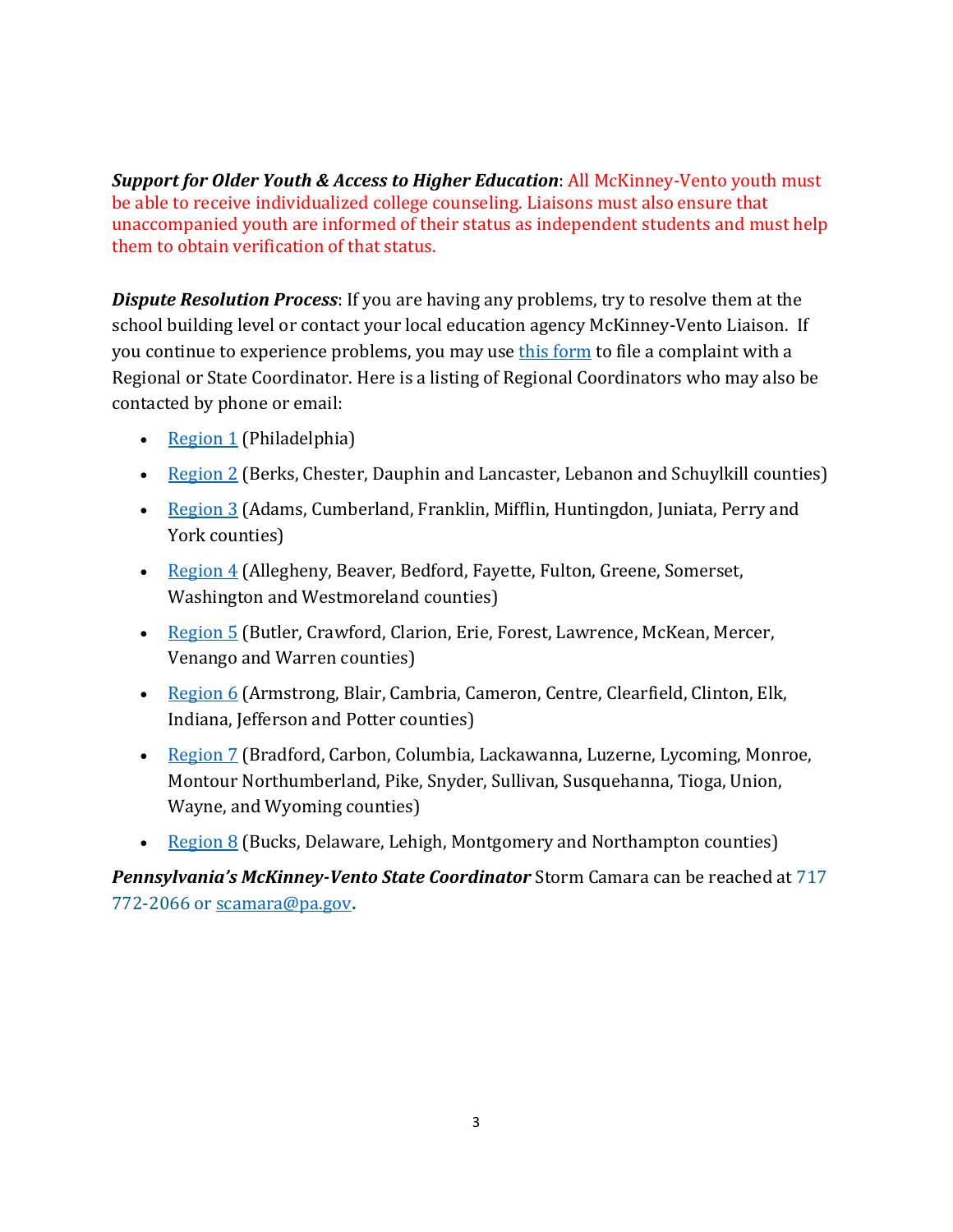***Support for Older Youth & Access to Higher Education***: All McKinney-Vento youth must be able to receive individualized college counseling. Liaisons must also ensure that unaccompanied youth are informed of their status as independent students and must help them to obtain verification of that status.

***Dispute Resolution Process***: If you are having any problems, try to resolve them at the school building level or contact your local education agency McKinney-Vento Liaison. If you continue to experience problems, you may use this form to file a complaint with a Regional or State Coordinator. Here is a listing of Regional Coordinators who may also be contacted by phone or email:

- Region 1 (Philadelphia)
- Region 2 (Berks, Chester, Dauphin and Lancaster, Lebanon and Schuylkill counties)
- Region 3 (Adams, Cumberland, Franklin, Mifflin, Huntingdon, Juniata, Perry and York counties)
- Region 4 (Allegheny, Beaver, Bedford, Fayette, Fulton, Greene, Somerset, Washington and Westmoreland counties)
- Region 5 (Butler, Crawford, Clarion, Erie, Forest, Lawrence, McKean, Mercer, Venango and Warren counties)
- Region 6 (Armstrong, Blair, Cambria, Cameron, Centre, Clearfield, Clinton, Elk, Indiana, Jefferson and Potter counties)
- Region 7 (Bradford, Carbon, Columbia, Lackawanna, Luzerne, Lycoming, Monroe, Montour Northumberland, Pike, Snyder, Sullivan, Susquehanna, Tioga, Union, Wayne, and Wyoming counties)
- Region 8 (Bucks, Delaware, Lehigh, Montgomery and Northampton counties)

***Pennsylvania's McKinney-Vento State Coordinator*** Storm Camara can be reached at 717 772-2066 or scamara@pa.gov**.**